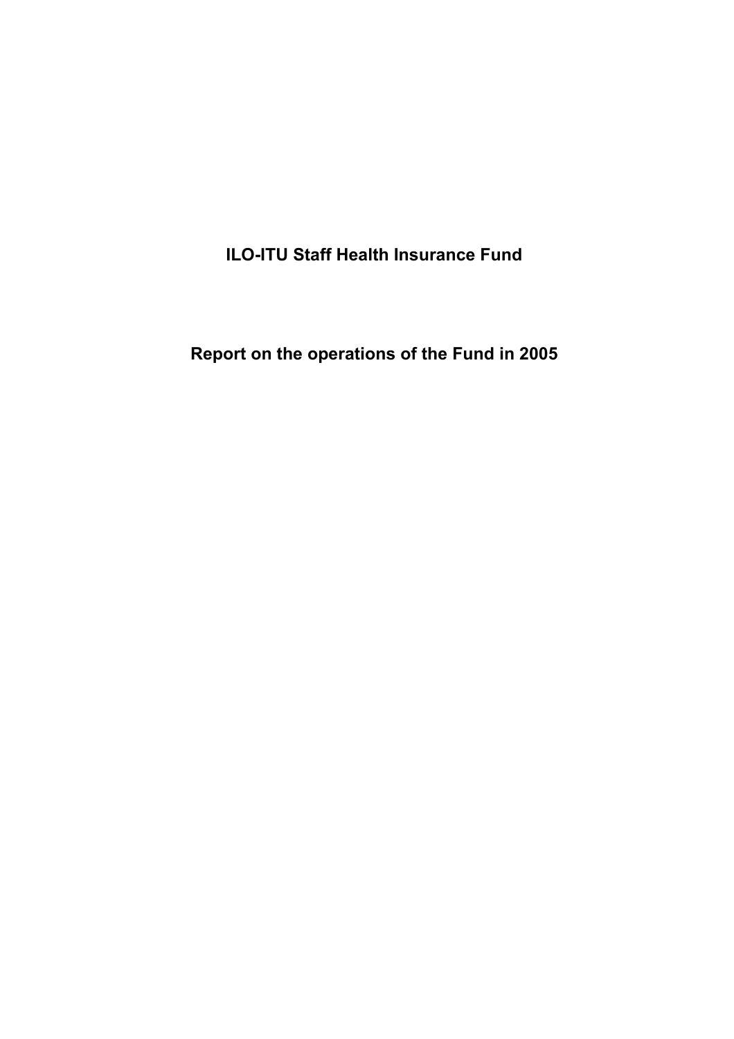# ILO-ITU Staff Health Insurance Fund

## Report on the operations of the Fund in 2005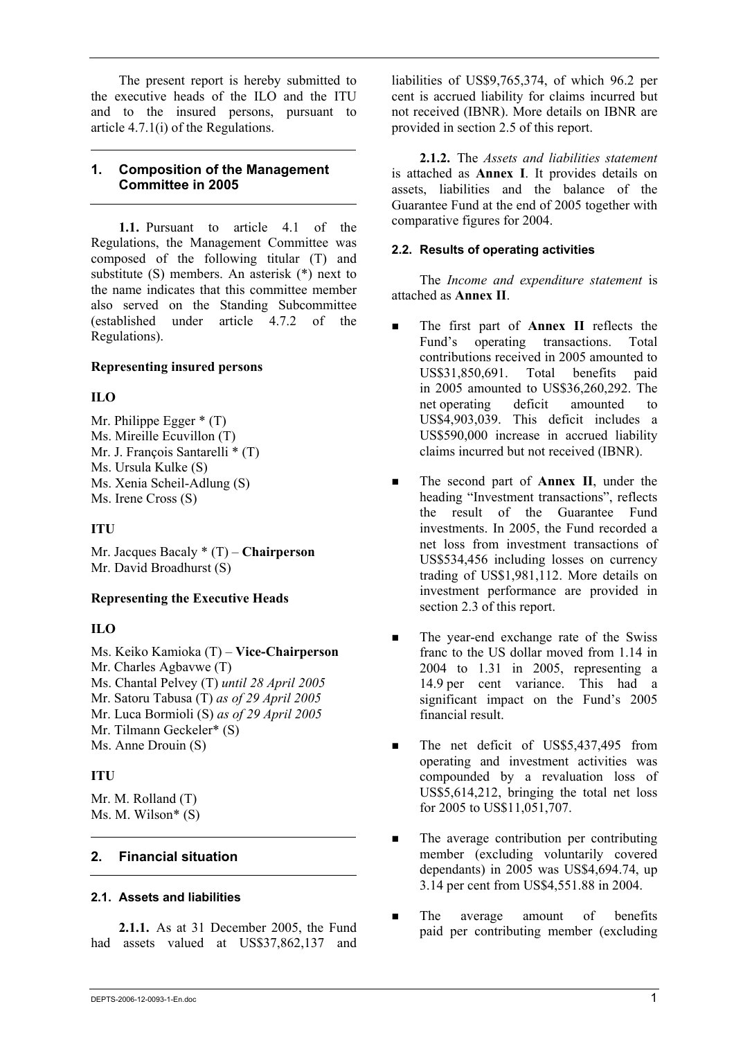The present report is hereby submitted to the executive heads of the ILO and the ITU and to the insured persons, pursuant to article 4.7.1(i) of the Regulations.

## 1. Composition of the Management Committee in 2005

**1.1.** Pursuant to article 4.1 of the Regulations, the Management Committee was composed of the following titular (T) and substitute (S) members. An asterisk (*) next to the name indicates that this committee member also served on the Standing Subcommittee (established under article 4.7.2 of the Regulations).

**Representing insured persons**

**ILO**

Mr. Philippe Egger * (T)
Ms. Mireille Ecuvillon (T)
Mr. J. François Santarelli * (T)
Ms. Ursula Kulke (S)
Ms. Xenia Scheil-Adlung (S)
Ms. Irene Cross (S)

**ITU**

Mr. Jacques Bacaly * (T) – **Chairperson**
Mr. David Broadhurst (S)

**Representing the Executive Heads**

**ILO**

Ms. Keiko Kamioka (T) – **Vice-Chairperson**
Mr. Charles Agbavwe (T)
Ms. Chantal Pelvey (T) *until 28 April 2005*
Mr. Satoru Tabusa (T) *as of 29 April 2005*
Mr. Luca Bormioli (S) *as of 29 April 2005*
Mr. Tilmann Geckeler* (S)
Ms. Anne Drouin (S)

**ITU**

Mr. M. Rolland (T)
Ms. M. Wilson* (S)

## 2. Financial situation

### 2.1. Assets and liabilities

**2.1.1.** As at 31 December 2005, the Fund had assets valued at US$37,862,137 and liabilities of US$9,765,374, of which 96.2 per cent is accrued liability for claims incurred but not received (IBNR). More details on IBNR are provided in section 2.5 of this report.

**2.1.2.** The *Assets and liabilities statement* is attached as **Annex I**. It provides details on assets, liabilities and the balance of the Guarantee Fund at the end of 2005 together with comparative figures for 2004.

### 2.2. Results of operating activities

The *Income and expenditure statement* is attached as **Annex II**.

- The first part of **Annex II** reflects the Fund's operating transactions. Total contributions received in 2005 amounted to US$31,850,691. Total benefits paid in 2005 amounted to US$36,260,292. The net operating deficit amounted to US$4,903,039. This deficit includes a US$590,000 increase in accrued liability claims incurred but not received (IBNR).
- The second part of **Annex II**, under the heading "Investment transactions", reflects the result of the Guarantee Fund investments. In 2005, the Fund recorded a net loss from investment transactions of US$534,456 including losses on currency trading of US$1,981,112. More details on investment performance are provided in section 2.3 of this report.
- The year-end exchange rate of the Swiss franc to the US dollar moved from 1.14 in 2004 to 1.31 in 2005, representing a 14.9 per cent variance. This had a significant impact on the Fund's 2005 financial result.
- The net deficit of US$5,437,495 from operating and investment activities was compounded by a revaluation loss of US$5,614,212, bringing the total net loss for 2005 to US$11,051,707.
- The average contribution per contributing member (excluding voluntarily covered dependants) in 2005 was US$4,694.74, up 3.14 per cent from US$4,551.88 in 2004.
- The average amount of benefits paid per contributing member (excluding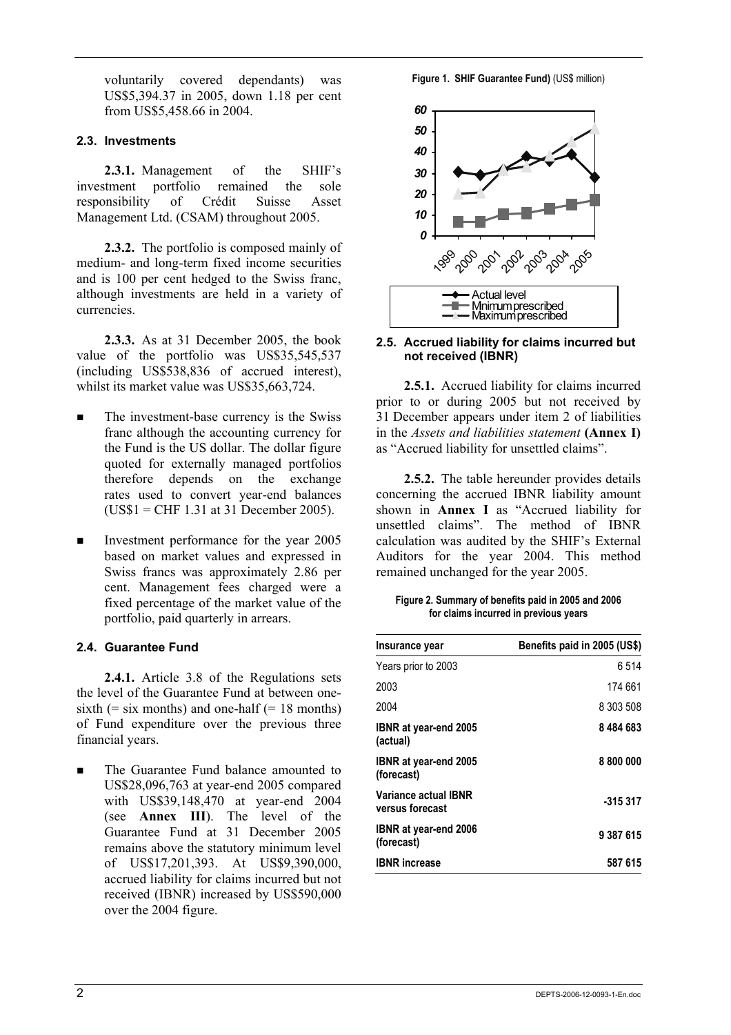voluntarily covered dependants) was US$5,394.37 in 2005, down 1.18 per cent from US$5,458.66 in 2004.

### 2.3. Investments

**2.3.1.** Management of the SHIF's investment portfolio remained the sole responsibility of Crédit Suisse Asset Management Ltd. (CSAM) throughout 2005.

**2.3.2.** The portfolio is composed mainly of medium- and long-term fixed income securities and is 100 per cent hedged to the Swiss franc, although investments are held in a variety of currencies.

**2.3.3.** As at 31 December 2005, the book value of the portfolio was US$35,545,537 (including US$538,836 of accrued interest), whilst its market value was US$35,663,724.

- The investment-base currency is the Swiss franc although the accounting currency for the Fund is the US dollar. The dollar figure quoted for externally managed portfolios therefore depends on the exchange rates used to convert year-end balances (US$1 = CHF 1.31 at 31 December 2005).
- Investment performance for the year 2005 based on market values and expressed in Swiss francs was approximately 2.86 per cent. Management fees charged were a fixed percentage of the market value of the portfolio, paid quarterly in arrears.

### 2.4. Guarantee Fund

**2.4.1.** Article 3.8 of the Regulations sets the level of the Guarantee Fund at between one-sixth (= six months) and one-half (= 18 months) of Fund expenditure over the previous three financial years.

- The Guarantee Fund balance amounted to US$28,096,763 at year-end 2005 compared with US$39,148,470 at year-end 2004 (see **Annex III**). The level of the Guarantee Fund at 31 December 2005 remains above the statutory minimum level of US$17,201,393. At US$9,390,000, accrued liability for claims incurred but not received (IBNR) increased by US$590,000 over the 2004 figure.

**Figure 1. SHIF Guarantee Fund)** (US$ million)

### 2.5. Accrued liability for claims incurred but not received (IBNR)

**2.5.1.** Accrued liability for claims incurred prior to or during 2005 but not received by 31 December appears under item 2 of liabilities in the *Assets and liabilities statement* **(Annex I)** as "Accrued liability for unsettled claims".

**2.5.2.** The table hereunder provides details concerning the accrued IBNR liability amount shown in **Annex I** as "Accrued liability for unsettled claims". The method of IBNR calculation was audited by the SHIF's External Auditors for the year 2004. This method remained unchanged for the year 2005.

**Figure 2. Summary of benefits paid in 2005 and 2006 for claims incurred in previous years**

| Insurance year | Benefits paid in 2005 (US$) |
|---|---|
| Years prior to 2003 | 6 514 |
| 2003 | 174 661 |
| 2004 | 8 303 508 |
| **IBNR at year-end 2005 (actual)** | **8 484 683** |
| **IBNR at year-end 2005 (forecast)** | **8 800 000** |
| **Variance actual IBNR versus forecast** | **-315 317** |
| **IBNR at year-end 2006 (forecast)** | **9 387 615** |
| **IBNR increase** | **587 615** |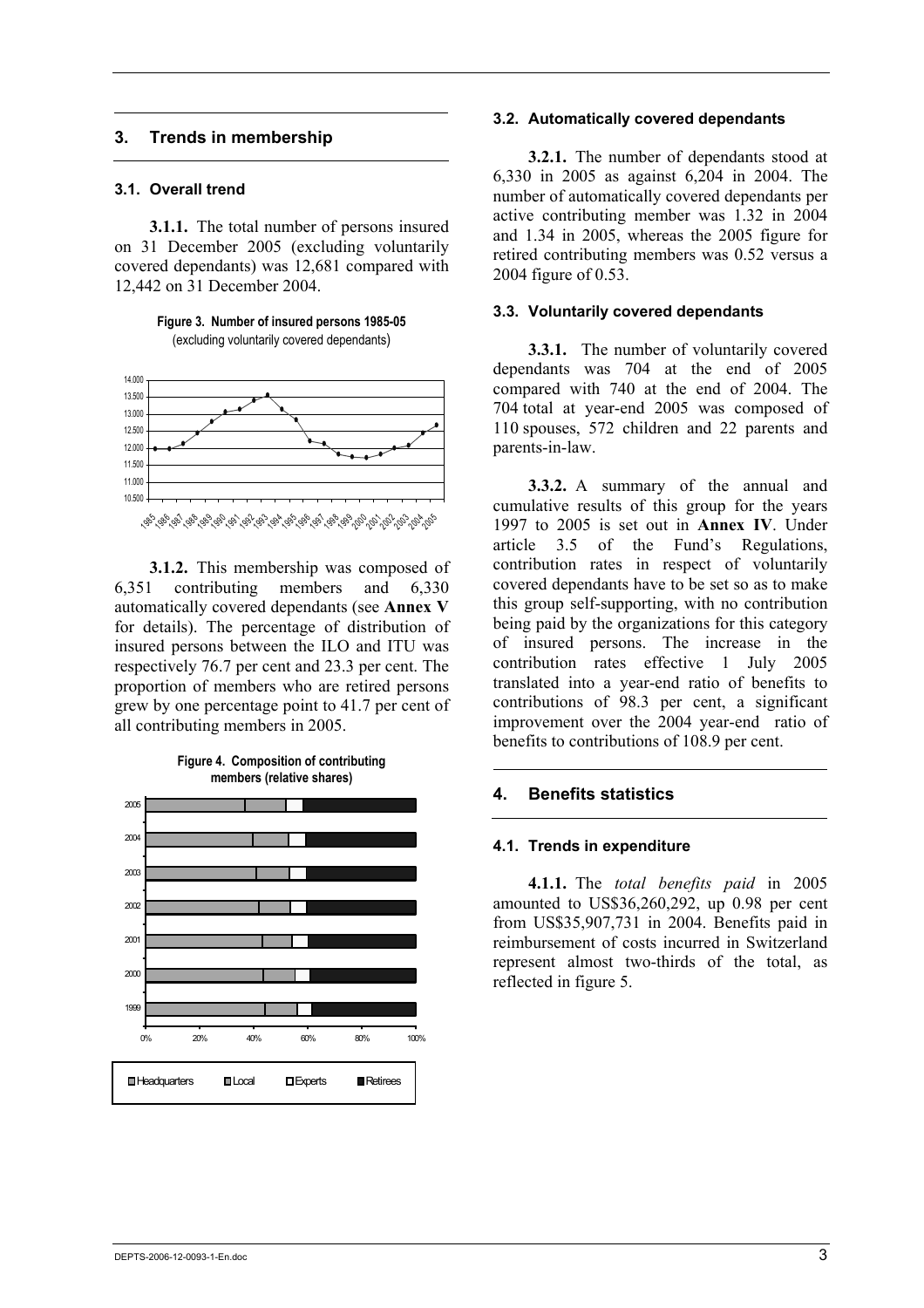## 3. Trends in membership

### 3.1. Overall trend

**3.1.1.** The total number of persons insured on 31 December 2005 (excluding voluntarily covered dependants) was 12,681 compared with 12,442 on 31 December 2004.

**Figure 3. Number of insured persons 1985-05**
(excluding voluntarily covered dependants)

**3.1.2.** This membership was composed of 6,351 contributing members and 6,330 automatically covered dependants (see **Annex V** for details). The percentage of distribution of insured persons between the ILO and ITU was respectively 76.7 per cent and 23.3 per cent. The proportion of members who are retired persons grew by one percentage point to 41.7 per cent of all contributing members in 2005.

**Figure 4. Composition of contributing members (relative shares)**

### 3.2. Automatically covered dependants

**3.2.1.** The number of dependants stood at 6,330 in 2005 as against 6,204 in 2004. The number of automatically covered dependants per active contributing member was 1.32 in 2004 and 1.34 in 2005, whereas the 2005 figure for retired contributing members was 0.52 versus a 2004 figure of 0.53.

### 3.3. Voluntarily covered dependants

**3.3.1.** The number of voluntarily covered dependants was 704 at the end of 2005 compared with 740 at the end of 2004. The 704 total at year-end 2005 was composed of 110 spouses, 572 children and 22 parents and parents-in-law.

**3.3.2.** A summary of the annual and cumulative results of this group for the years 1997 to 2005 is set out in **Annex IV**. Under article 3.5 of the Fund's Regulations, contribution rates in respect of voluntarily covered dependants have to be set so as to make this group self-supporting, with no contribution being paid by the organizations for this category of insured persons. The increase in the contribution rates effective 1 July 2005 translated into a year-end ratio of benefits to contributions of 98.3 per cent, a significant improvement over the 2004 year-end ratio of benefits to contributions of 108.9 per cent.

## 4. Benefits statistics

### 4.1. Trends in expenditure

**4.1.1.** The *total benefits paid* in 2005 amounted to US$36,260,292, up 0.98 per cent from US$35,907,731 in 2004. Benefits paid in reimbursement of costs incurred in Switzerland represent almost two-thirds of the total, as reflected in figure 5.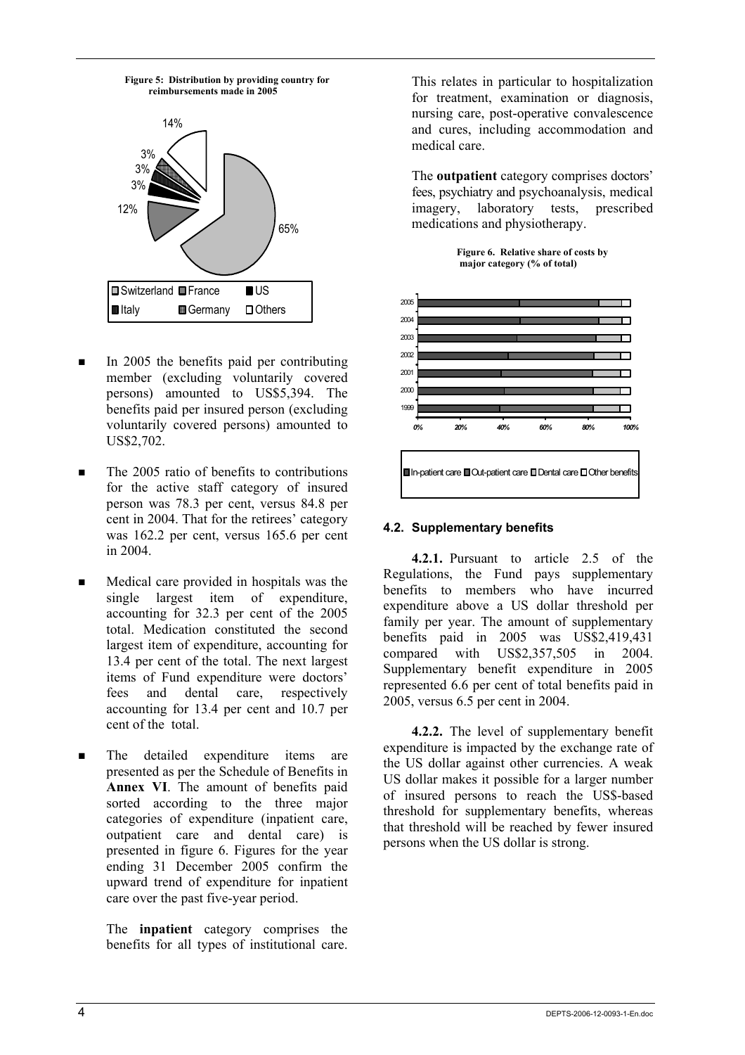**Figure 5: Distribution by providing country for reimbursements made in 2005**

- In 2005 the benefits paid per contributing member (excluding voluntarily covered persons) amounted to US$5,394. The benefits paid per insured person (excluding voluntarily covered persons) amounted to US$2,702.

- The 2005 ratio of benefits to contributions for the active staff category of insured person was 78.3 per cent, versus 84.8 per cent in 2004. That for the retirees' category was 162.2 per cent, versus 165.6 per cent in 2004.

- Medical care provided in hospitals was the single largest item of expenditure, accounting for 32.3 per cent of the 2005 total. Medication constituted the second largest item of expenditure, accounting for 13.4 per cent of the total. The next largest items of Fund expenditure were doctors' fees and dental care, respectively accounting for 13.4 per cent and 10.7 per cent of the total.

- The detailed expenditure items are presented as per the Schedule of Benefits in **Annex VI**. The amount of benefits paid sorted according to the three major categories of expenditure (inpatient care, outpatient care and dental care) is presented in figure 6. Figures for the year ending 31 December 2005 confirm the upward trend of expenditure for inpatient care over the past five-year period.

  The **inpatient** category comprises the benefits for all types of institutional care. This relates in particular to hospitalization for treatment, examination or diagnosis, nursing care, post-operative convalescence and cures, including accommodation and medical care.

  The **outpatient** category comprises doctors' fees, psychiatry and psychoanalysis, medical imagery, laboratory tests, prescribed medications and physiotherapy.

**Figure 6. Relative share of costs by major category (% of total)**

### 4.2. Supplementary benefits

**4.2.1.** Pursuant to article 2.5 of the Regulations, the Fund pays supplementary benefits to members who have incurred expenditure above a US dollar threshold per family per year. The amount of supplementary benefits paid in 2005 was US$2,419,431 compared with US$2,357,505 in 2004. Supplementary benefit expenditure in 2005 represented 6.6 per cent of total benefits paid in 2005, versus 6.5 per cent in 2004.

**4.2.2.** The level of supplementary benefit expenditure is impacted by the exchange rate of the US dollar against other currencies. A weak US dollar makes it possible for a larger number of insured persons to reach the US$-based threshold for supplementary benefits, whereas that threshold will be reached by fewer insured persons when the US dollar is strong.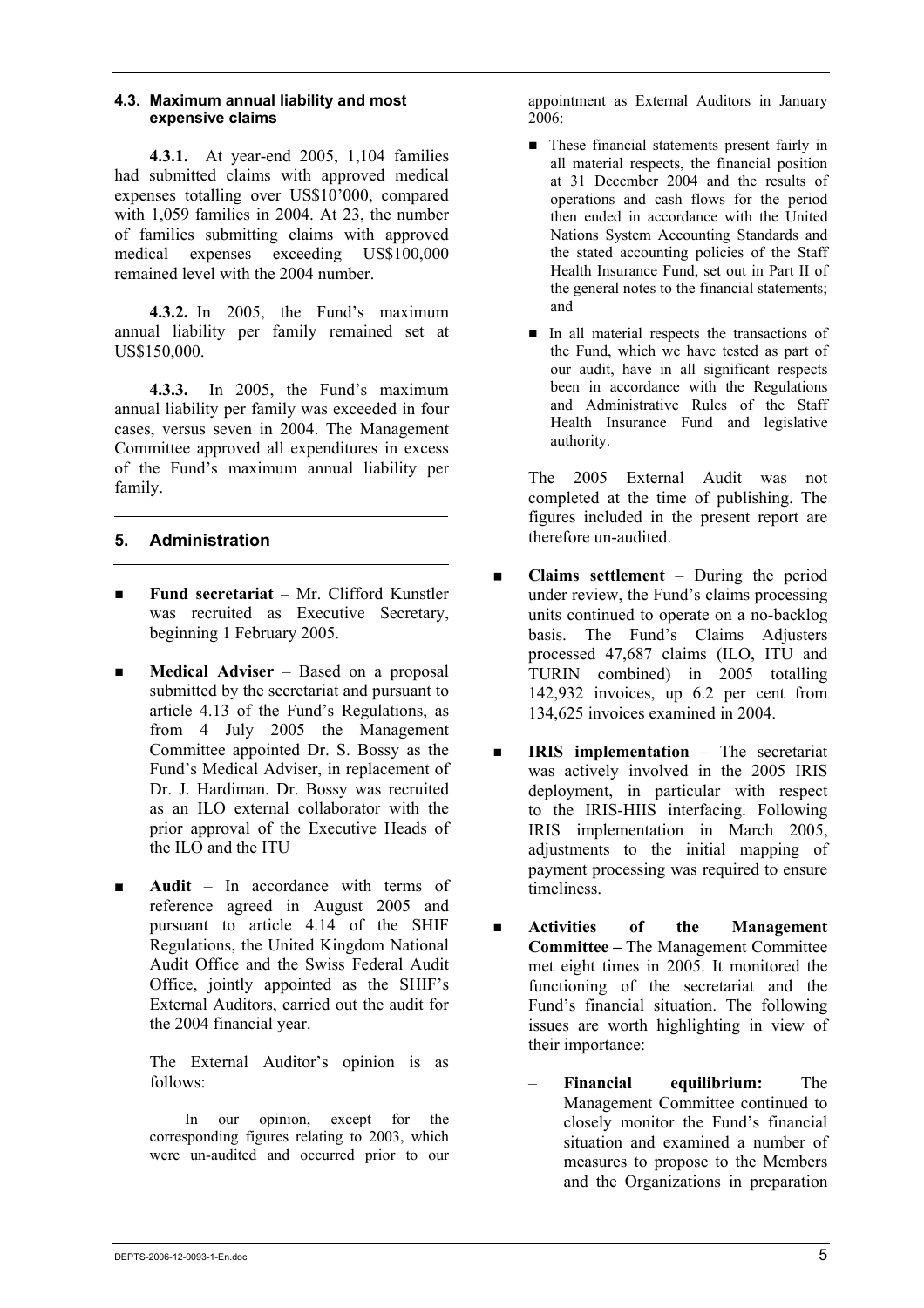### 4.3. Maximum annual liability and most expensive claims

**4.3.1.** At year-end 2005, 1,104 families had submitted claims with approved medical expenses totalling over US$10'000, compared with 1,059 families in 2004. At 23, the number of families submitting claims with approved medical expenses exceeding US$100,000 remained level with the 2004 number.

**4.3.2.** In 2005, the Fund's maximum annual liability per family remained set at US$150,000.

**4.3.3.** In 2005, the Fund's maximum annual liability per family was exceeded in four cases, versus seven in 2004. The Management Committee approved all expenditures in excess of the Fund's maximum annual liability per family.

## 5. Administration

- **Fund secretariat** – Mr. Clifford Kunstler was recruited as Executive Secretary, beginning 1 February 2005.
- **Medical Adviser** – Based on a proposal submitted by the secretariat and pursuant to article 4.13 of the Fund's Regulations, as from 4 July 2005 the Management Committee appointed Dr. S. Bossy as the Fund's Medical Adviser, in replacement of Dr. J. Hardiman. Dr. Bossy was recruited as an ILO external collaborator with the prior approval of the Executive Heads of the ILO and the ITU
- **Audit** – In accordance with terms of reference agreed in August 2005 and pursuant to article 4.14 of the SHIF Regulations, the United Kingdom National Audit Office and the Swiss Federal Audit Office, jointly appointed as the SHIF's External Auditors, carried out the audit for the 2004 financial year.

  The External Auditor's opinion is as follows:

  In our opinion, except for the corresponding figures relating to 2003, which were un-audited and occurred prior to our appointment as External Auditors in January 2006:

  - These financial statements present fairly in all material respects, the financial position at 31 December 2004 and the results of operations and cash flows for the period then ended in accordance with the United Nations System Accounting Standards and the stated accounting policies of the Staff Health Insurance Fund, set out in Part II of the general notes to the financial statements; and
  - In all material respects the transactions of the Fund, which we have tested as part of our audit, have in all significant respects been in accordance with the Regulations and Administrative Rules of the Staff Health Insurance Fund and legislative authority.

  The 2005 External Audit was not completed at the time of publishing. The figures included in the present report are therefore un-audited.

- **Claims settlement** – During the period under review, the Fund's claims processing units continued to operate on a no-backlog basis. The Fund's Claims Adjusters processed 47,687 claims (ILO, ITU and TURIN combined) in 2005 totalling 142,932 invoices, up 6.2 per cent from 134,625 invoices examined in 2004.
- **IRIS implementation** – The secretariat was actively involved in the 2005 IRIS deployment, in particular with respect to the IRIS-HIIS interfacing. Following IRIS implementation in March 2005, adjustments to the initial mapping of payment processing was required to ensure timeliness.
- **Activities of the Management Committee –** The Management Committee met eight times in 2005. It monitored the functioning of the secretariat and the Fund's financial situation. The following issues are worth highlighting in view of their importance:
  - **Financial equilibrium:** The Management Committee continued to closely monitor the Fund's financial situation and examined a number of measures to propose to the Members and the Organizations in preparation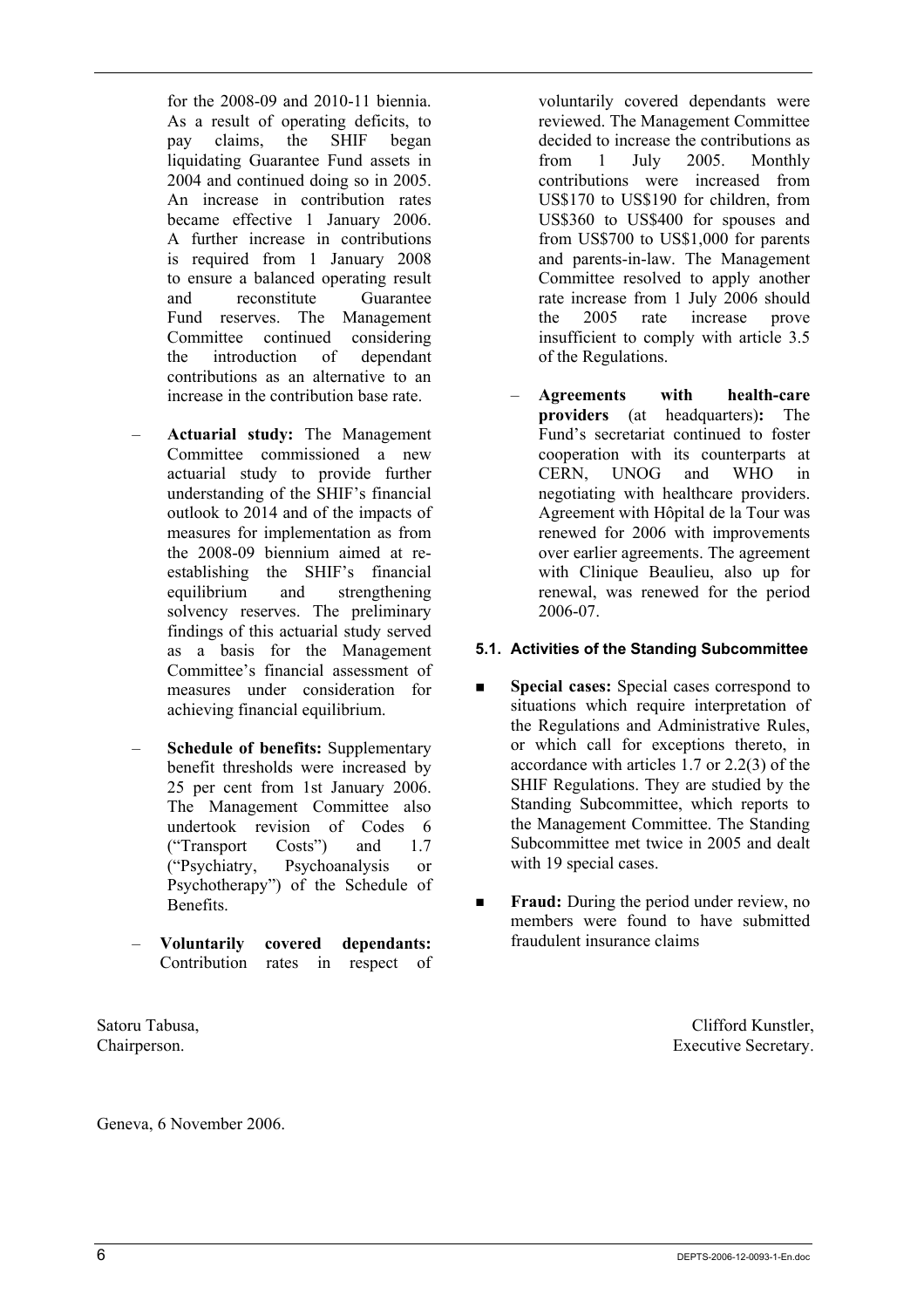for the 2008-09 and 2010-11 biennia. As a result of operating deficits, to pay claims, the SHIF began liquidating Guarantee Fund assets in 2004 and continued doing so in 2005. An increase in contribution rates became effective 1 January 2006. A further increase in contributions is required from 1 January 2008 to ensure a balanced operating result and reconstitute Guarantee Fund reserves. The Management Committee continued considering the introduction of dependant contributions as an alternative to an increase in the contribution base rate.

– **Actuarial study:** The Management Committee commissioned a new actuarial study to provide further understanding of the SHIF's financial outlook to 2014 and of the impacts of measures for implementation as from the 2008-09 biennium aimed at re-establishing the SHIF's financial equilibrium and strengthening solvency reserves. The preliminary findings of this actuarial study served as a basis for the Management Committee's financial assessment of measures under consideration for achieving financial equilibrium.

– **Schedule of benefits:** Supplementary benefit thresholds were increased by 25 per cent from 1st January 2006. The Management Committee also undertook revision of Codes 6 ("Transport Costs") and 1.7 ("Psychiatry, Psychoanalysis or Psychotherapy") of the Schedule of Benefits.

– **Voluntarily covered dependants:** Contribution rates in respect of voluntarily covered dependants were reviewed. The Management Committee decided to increase the contributions as from 1 July 2005. Monthly contributions were increased from US$170 to US$190 for children, from US$360 to US$400 for spouses and from US$700 to US$1,000 for parents and parents-in-law. The Management Committee resolved to apply another rate increase from 1 July 2006 should the 2005 rate increase prove insufficient to comply with article 3.5 of the Regulations.

– **Agreements with health-care providers** (at headquarters)**:** The Fund's secretariat continued to foster cooperation with its counterparts at CERN, UNOG and WHO in negotiating with healthcare providers. Agreement with Hôpital de la Tour was renewed for 2006 with improvements over earlier agreements. The agreement with Clinique Beaulieu, also up for renewal, was renewed for the period 2006-07.

### 5.1. Activities of the Standing Subcommittee

- **Special cases:** Special cases correspond to situations which require interpretation of the Regulations and Administrative Rules, or which call for exceptions thereto, in accordance with articles 1.7 or 2.2(3) of the SHIF Regulations. They are studied by the Standing Subcommittee, which reports to the Management Committee. The Standing Subcommittee met twice in 2005 and dealt with 19 special cases.

- **Fraud:** During the period under review, no members were found to have submitted fraudulent insurance claims

Satoru Tabusa,
Chairperson.

Clifford Kunstler,
Executive Secretary.

Geneva, 6 November 2006.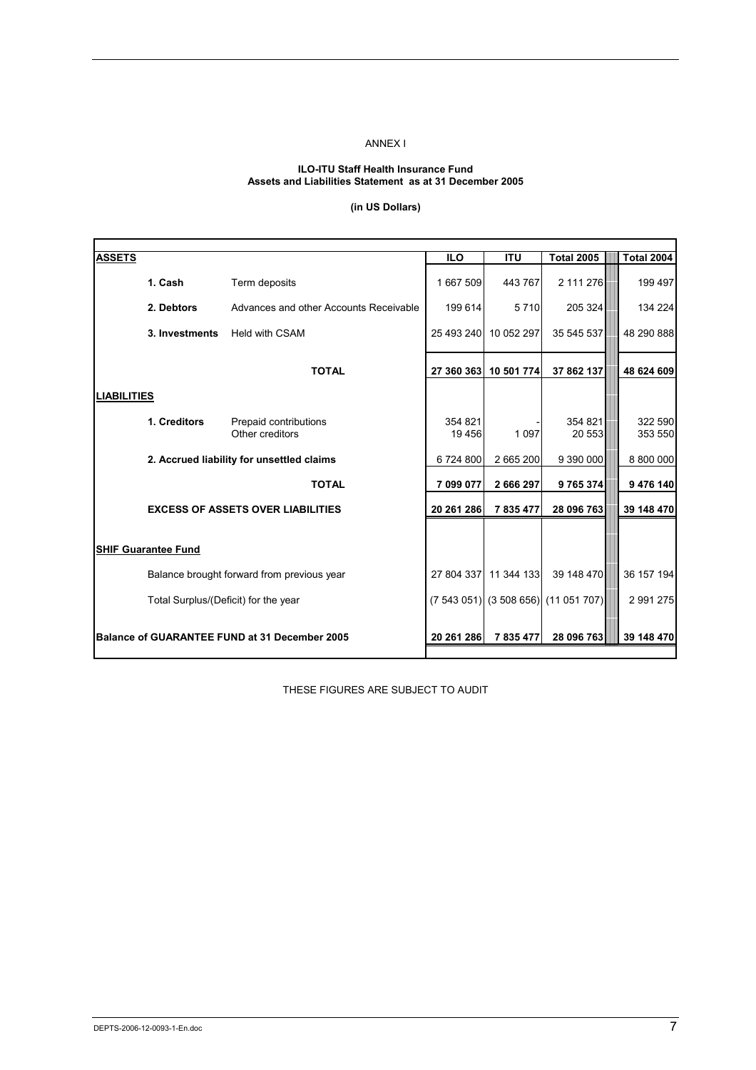ANNEX I

**ILO-ITU Staff Health Insurance Fund**
**Assets and Liabilities Statement as at 31 December 2005**

**(in US Dollars)**

| | | ILO | ITU | Total 2005 | Total 2004 |
|---|---|---|---|---|---|
| **ASSETS** | | | | | |
| **1. Cash** | Term deposits | 1 667 509 | 443 767 | 2 111 276 | 199 497 |
| **2. Debtors** | Advances and other Accounts Receivable | 199 614 | 5 710 | 205 324 | 134 224 |
| **3. Investments** | Held with CSAM | 25 493 240 | 10 052 297 | 35 545 537 | 48 290 888 |
| | **TOTAL** | **27 360 363** | **10 501 774** | **37 862 137** | **48 624 609** |
| **LIABILITIES** | | | | | |
| **1. Creditors** | Prepaid contributions | 354 821 | - | 354 821 | 322 590 |
| | Other creditors | 19 456 | 1 097 | 20 553 | 353 550 |
| **2. Accrued liability for unsettled claims** | | 6 724 800 | 2 665 200 | 9 390 000 | 8 800 000 |
| | **TOTAL** | **7 099 077** | **2 666 297** | **9 765 374** | **9 476 140** |
| **EXCESS OF ASSETS OVER LIABILITIES** | | **20 261 286** | **7 835 477** | **28 096 763** | **39 148 470** |
| **SHIF Guarantee Fund** | | | | | |
| Balance brought forward from previous year | | 27 804 337 | 11 344 133 | 39 148 470 | 36 157 194 |
| Total Surplus/(Deficit) for the year | | (7 543 051) | (3 508 656) | (11 051 707) | 2 991 275 |
| **Balance of GUARANTEE FUND at 31 December 2005** | | **20 261 286** | **7 835 477** | **28 096 763** | **39 148 470** |

THESE FIGURES ARE SUBJECT TO AUDIT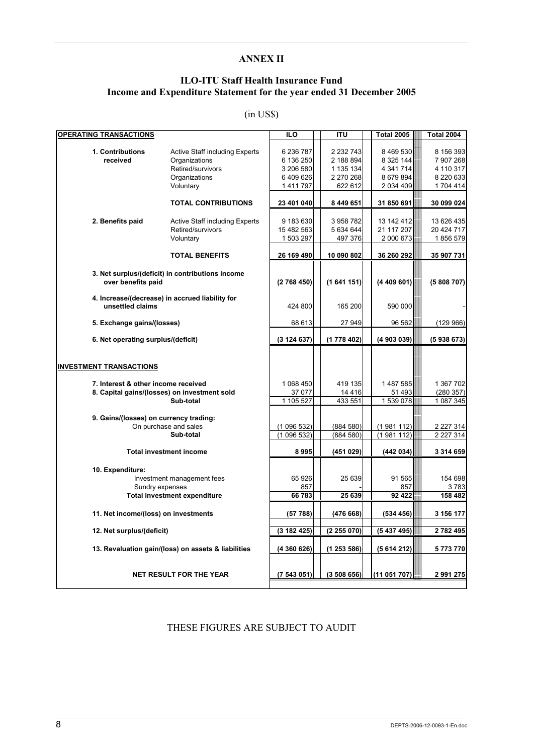# ANNEX II

## ILO-ITU Staff Health Insurance Fund
## Income and Expenditure Statement for the year ended 31 December 2005

(in US$)

| OPERATING TRANSACTIONS | | ILO | ITU | Total 2005 | Total 2004 |
|---|---|---|---|---|---|
| **1. Contributions received** | Active Staff including Experts | 6 236 787 | 2 232 743 | 8 469 530 | 8 156 393 |
| | Organizations | 6 136 250 | 2 188 894 | 8 325 144 | 7 907 268 |
| | Retired/survivors | 3 206 580 | 1 135 134 | 4 341 714 | 4 110 317 |
| | Organizations | 6 409 626 | 2 270 268 | 8 679 894 | 8 220 633 |
| | Voluntary | 1 411 797 | 622 612 | 2 034 409 | 1 704 414 |
| | **TOTAL CONTRIBUTIONS** | **23 401 040** | **8 449 651** | **31 850 691** | **30 099 024** |
| **2. Benefits paid** | Active Staff including Experts | 9 183 630 | 3 958 782 | 13 142 412 | 13 626 435 |
| | Retired/survivors | 15 482 563 | 5 634 644 | 21 117 207 | 20 424 717 |
| | Voluntary | 1 503 297 | 497 376 | 2 000 673 | 1 856 579 |
| | **TOTAL BENEFITS** | **26 169 490** | **10 090 802** | **36 260 292** | **35 907 731** |
| **3. Net surplus/(deficit) in contributions income over benefits paid** | | **(2 768 450)** | **(1 641 151)** | **(4 409 601)** | **(5 808 707)** |
| **4. Increase/(decrease) in accrued liability for unsettled claims** | | 424 800 | 165 200 | 590 000 | - |
| **5. Exchange gains/(losses)** | | 68 613 | 27 949 | 96 562 | (129 966) |
| **6. Net operating surplus/(deficit)** | | **(3 124 637)** | **(1 778 402)** | **(4 903 039)** | **(5 938 673)** |
| **INVESTMENT TRANSACTIONS** | | | | | |
| **7. Interest & other income received** | | 1 068 450 | 419 135 | 1 487 585 | 1 367 702 |
| **8. Capital gains/(losses) on investment sold** | | 37 077 | 14 416 | 51 493 | (280 357) |
| | **Sub-total** | 1 105 527 | 433 551 | 1 539 078 | 1 087 345 |
| **9. Gains/(losses) on currency trading:** | | | | | |
| | On purchase and sales | (1 096 532) | (884 580) | (1 981 112) | 2 227 314 |
| | **Sub-total** | (1 096 532) | (884 580) | (1 981 112) | 2 227 314 |
| | **Total investment income** | **8 995** | **(451 029)** | **(442 034)** | **3 314 659** |
| **10. Expenditure:** | | | | | |
| | Investment management fees | 65 926 | 25 639 | 91 565 | 154 698 |
| | Sundry expenses | 857 | - | 857 | 3 783 |
| | **Total investment expenditure** | **66 783** | **25 639** | **92 422** | **158 482** |
| **11. Net income/(loss) on investments** | | **(57 788)** | **(476 668)** | **(534 456)** | **3 156 177** |
| **12. Net surplus/(deficit)** | | **(3 182 425)** | **(2 255 070)** | **(5 437 495)** | **2 782 495** |
| **13. Revaluation gain/(loss) on assets & liabilities** | | **(4 360 626)** | **(1 253 586)** | **(5 614 212)** | **5 773 770** |
| | **NET RESULT FOR THE YEAR** | **(7 543 051)** | **(3 508 656)** | **(11 051 707)** | **2 991 275** |

THESE FIGURES ARE SUBJECT TO AUDIT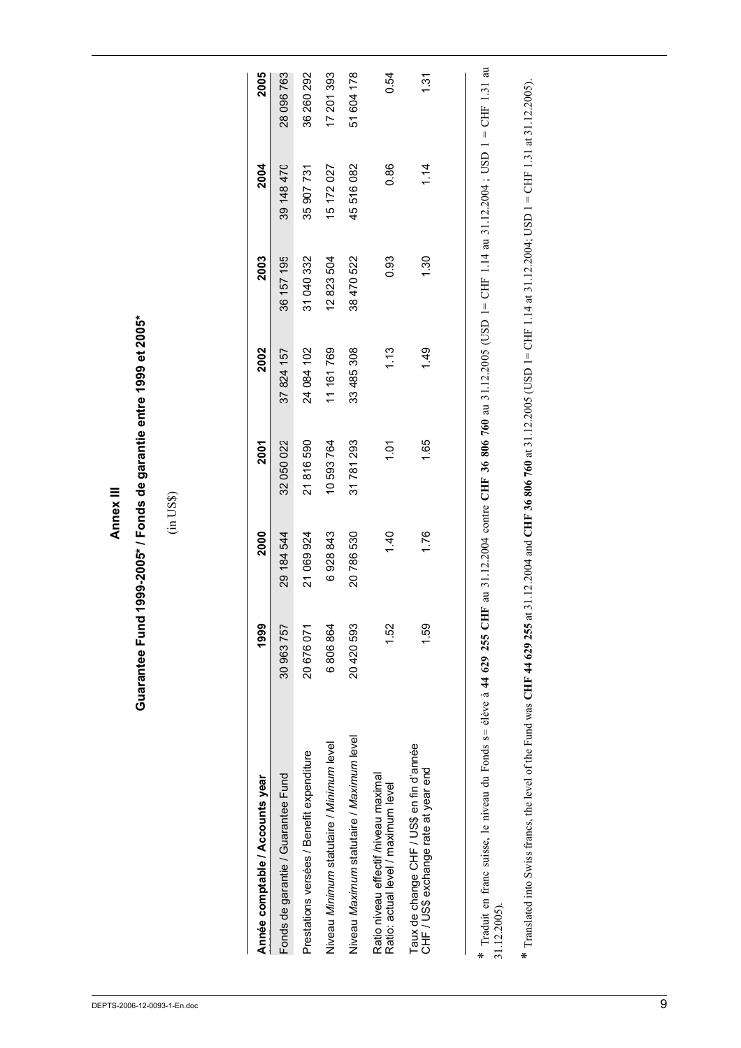# Annex III

## Guarantee Fund 1999-2005* / Fonds de garantie entre 1999 et 2005*

(in US$)

| Année comptable / Accounts year | 1999 | 2000 | 2001 | 2002 | 2003 | 2004 | 2005 |
|---|---|---|---|---|---|---|---|
| Fonds de garantie / Guarantee Fund | 30 963 757 | 29 184 544 | 32 050 022 | 37 824 157 | 36 157 195 | 39 148 470 | 28 096 763 |
| Prestations versées / Benefit expenditure | 20 676 071 | 21 069 924 | 21 816 590 | 24 084 102 | 31 040 332 | 35 907 731 | 36 260 292 |
| Niveau *Minimum* statutaire / *Minimum* level | 6 806 864 | 6 928 843 | 10 593 764 | 11 161 769 | 12 823 504 | 15 172 027 | 17 201 393 |
| Niveau *Maximum* statutaire / *Maximum* level | 20 420 593 | 20 786 530 | 31 781 293 | 33 485 308 | 38 470 522 | 45 516 082 | 51 604 178 |
| Ratio niveau effectif /niveau maximal Ratio: actual level / maximum level | 1.52 | 1.40 | 1.01 | 1.13 | 0.93 | 0.86 | 0.54 |
| Taux de change CHF / US$ en fin d'année CHF / US$ exchange rate at year end | 1.59 | 1.76 | 1.65 | 1.49 | 1.30 | 1.14 | 1.31 |

\* Traduit en franc suisse, le niveau du Fonds s= élève à **44 629 255 CHF** au 31.12.2004 contre **CHF 36 806 760** au 31.12.2005 (USD 1= CHF 1.14 au 31.12.2004 ; USD 1 = CHF 1.31 au 31.12.2005).

\* Translated into Swiss francs, the level of the Fund was **CHF 44 629 255** at 31.12.2004 and **CHF 36 806 760** at 31.12.2005 (USD 1= CHF 1.14 at 31.12.2004; USD 1 = CHF 1.31 at 31.12.2005).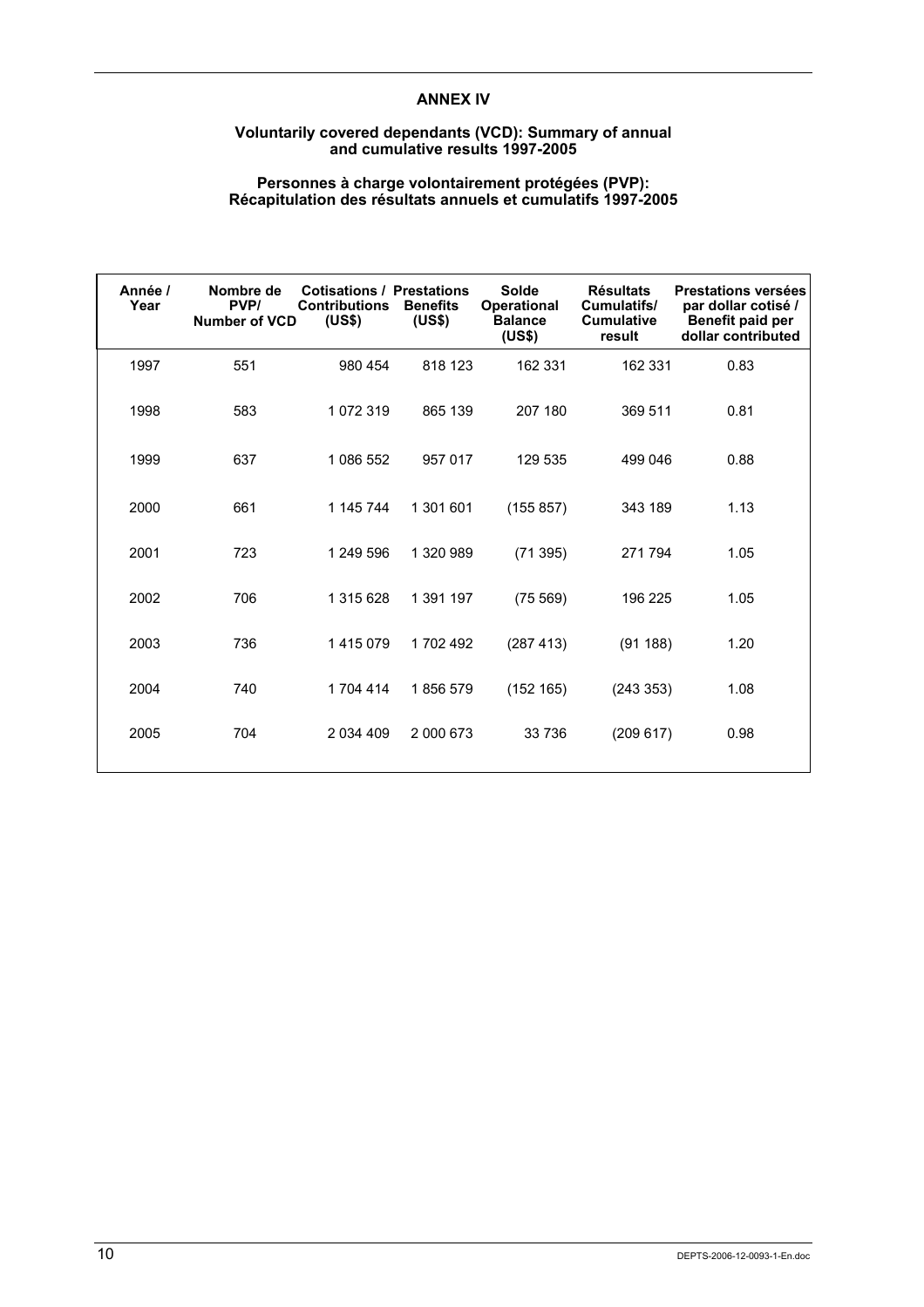## ANNEX IV

### Voluntarily covered dependants (VCD): Summary of annual and cumulative results 1997-2005

### Personnes à charge volontairement protégées (PVP): Récapitulation des résultats annuels et cumulatifs 1997-2005

| Année / Year | Nombre de PVP/ Number of VCD | Cotisations / Contributions (US$) | Prestations Benefits (US$) | Solde Operational Balance (US$) | Résultats Cumulatifs/ Cumulative result | Prestations versées par dollar cotisé / Benefit paid per dollar contributed |
|---|---|---|---|---|---|---|
| 1997 | 551 | 980 454 | 818 123 | 162 331 | 162 331 | 0.83 |
| 1998 | 583 | 1 072 319 | 865 139 | 207 180 | 369 511 | 0.81 |
| 1999 | 637 | 1 086 552 | 957 017 | 129 535 | 499 046 | 0.88 |
| 2000 | 661 | 1 145 744 | 1 301 601 | (155 857) | 343 189 | 1.13 |
| 2001 | 723 | 1 249 596 | 1 320 989 | (71 395) | 271 794 | 1.05 |
| 2002 | 706 | 1 315 628 | 1 391 197 | (75 569) | 196 225 | 1.05 |
| 2003 | 736 | 1 415 079 | 1 702 492 | (287 413) | (91 188) | 1.20 |
| 2004 | 740 | 1 704 414 | 1 856 579 | (152 165) | (243 353) | 1.08 |
| 2005 | 704 | 2 034 409 | 2 000 673 | 33 736 | (209 617) | 0.98 |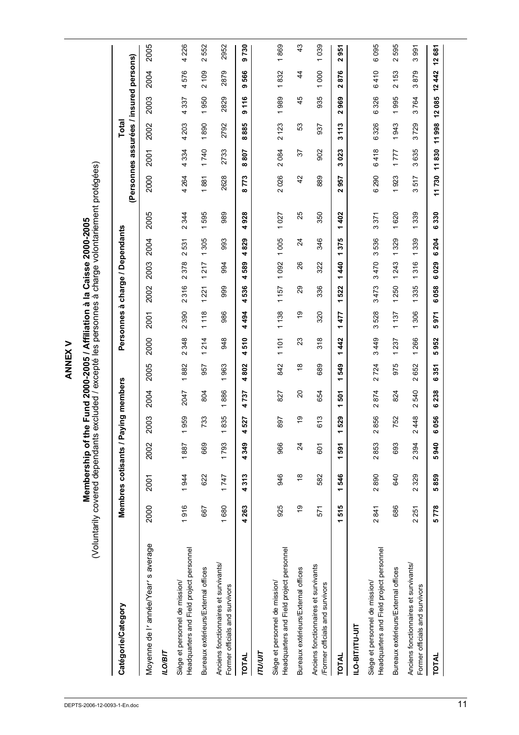# ANNEX V

## Membership of the Fund 2000-2005 / Affiliation à la Caisse 2000-2005

(Voluntarily covered dependants excluded / excepté les personnes à charge volontariement protégées)

| Catégorie/Category | Membres cotisants / Paying members | | | | | | Personnes à charge / Dependants | | | | | | Total (Personnes assurées / insured persons) | | | | | |
|---|---|---|---|---|---|---|---|---|---|---|---|---|---|---|---|---|---|---|
| Moyenne de l'année/Year's average | 2000 | 2001 | 2002 | 2003 | 2004 | 2005 | 2000 | 2001 | 2002 | 2003 | 2004 | 2005 | 2000 | 2001 | 2002 | 2003 | 2004 | 2005 |
| ***ILO/BIT*** | | | | | | | | | | | | | | | | | | |
| Siège et personnel de mission/ Headquarters and Field project personnel | 1 916 | 1 944 | 1 887 | 1 959 | 2047 | 1 882 | 2 348 | 2 390 | 2 316 | 2 378 | 2 531 | 2 344 | 4 264 | 4 334 | 4 203 | 4 337 | 4 576 | 4 226 |
| Bureaux extérieurs/External offices | 667 | 622 | 669 | 733 | 804 | 957 | 1 214 | 1 118 | 1 221 | 1 217 | 1 305 | 1 595 | 1 881 | 1 740 | 1 890 | 1 950 | 2 109 | 2 552 |
| Anciens fonctionnaires et survivants/ Former officials and survivors | 1 680 | 1 747 | 1 793 | 1 835 | 1 886 | 1 963 | 948 | 986 | 999 | 994 | 993 | 989 | 2628 | 2733 | 2792 | 2829 | 2879 | 2952 |
| **TOTAL** | **4 263** | **4 313** | **4 349** | **4 527** | **4 737** | **4 802** | **4 510** | **4 494** | **4 536** | **4 589** | **4 829** | **4 928** | **8 773** | **8 807** | **8 885** | **9 116** | **9 566** | **9 730** |
| ***ITU/UIT*** | | | | | | | | | | | | | | | | | | |
| Siège et personnel de mission/ Headquarters and Field project personnel | 925 | 946 | 966 | 897 | 827 | 842 | 1 101 | 1 138 | 1 157 | 1 092 | 1 005 | 1 027 | 2 026 | 2 084 | 2 123 | 1 989 | 1 832 | 1 869 |
| Bureaux extérieurs/External offices | 19 | 18 | 24 | 19 | 20 | 18 | 23 | 19 | 29 | 26 | 24 | 25 | 42 | 37 | 53 | 45 | 44 | 43 |
| Anciens fonctionnaires et survivants /Former officials and survivors | 571 | 582 | 601 | 613 | 654 | 689 | 318 | 320 | 336 | 322 | 346 | 350 | 889 | 902 | 937 | 935 | 1 000 | 1 039 |
| **TOTAL** | **1 515** | **1 546** | **1 591** | **1 529** | **1 501** | **1 549** | **1 442** | **1 477** | **1 522** | **1 440** | **1 375** | **1 402** | **2 957** | **3 023** | **3 113** | **2 969** | **2 876** | **2 951** |
| **ILO-BIT/ITU-UIT** | | | | | | | | | | | | | | | | | | |
| Siège et personnel de mission/ Headquarters and Field project personnel | 2 841 | 2 890 | 2 853 | 2 856 | 2 874 | 2 724 | 3 449 | 3 528 | 3 473 | 3 470 | 3 536 | 3 371 | 6 290 | 6 418 | 6 326 | 6 326 | 6 410 | 6 095 |
| Bureaux extérieurs/External offices | 686 | 640 | 693 | 752 | 824 | 975 | 1 237 | 1 137 | 1 250 | 1 243 | 1 329 | 1 620 | 1 923 | 1 777 | 1 943 | 1 995 | 2 153 | 2 595 |
| Anciens fonctionnaires et survivants/ Former officials and survivors | 2 251 | 2 329 | 2 394 | 2 448 | 2 540 | 2 652 | 1 266 | 1 306 | 1 335 | 1 316 | 1 339 | 1 339 | 3 517 | 3 635 | 3 729 | 3 764 | 3 879 | 3 991 |
| **TOTAL** | **5 778** | **5 859** | **5 940** | **6 056** | **6 238** | **6 351** | **5 952** | **5 971** | **6 058** | **6 029** | **6 204** | **6 330** | **11 730** | **11 830** | **11 998** | **12 085** | **12 442** | **12 681** |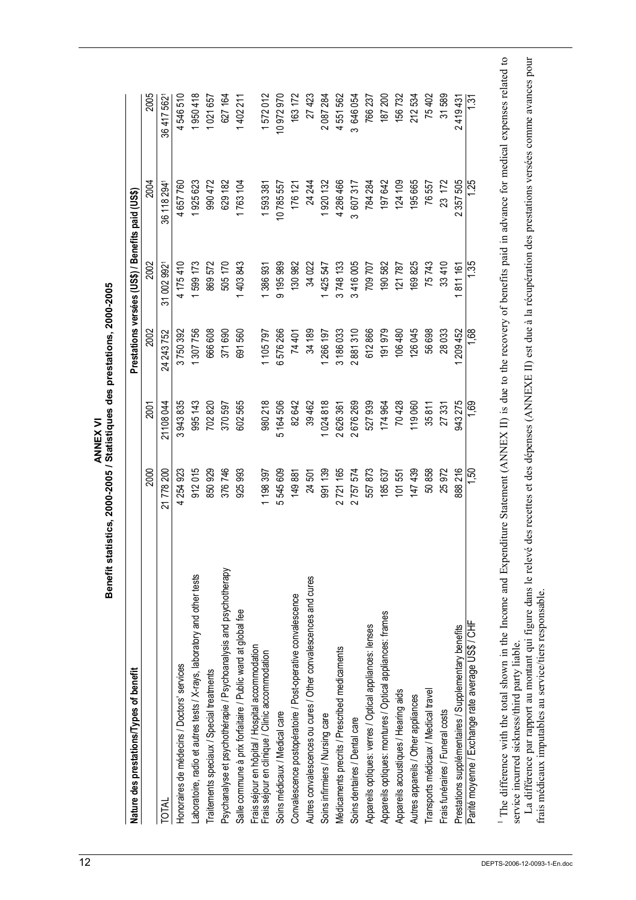# ANNEX VI
## Benefit statistics, 2000-2005 / Statistiques des prestations, 2000-2005

| Nature des prestations/Types of benefit | Prestations versées (US$) / Benefits paid (US$) | | | | | |
|---|---|---|---|---|---|---|
| | 2000 | 2001 | 2002 | 2002 | 2004 | 2005 |
| TOTAL | 21 778 200 | 21108 044 | 24 243 752 | 31 002 992[1] | 36 118 294[1] | 36 417 562[1] |
| Honoraires de médecins / Doctors' services | 4 254 923 | 3 943 835 | 3 750 392 | 4 175 410 | 4 657 760 | 4 546 510 |
| Laboratoire, radio et autres tests / X-rays, laboratory and other tests | 912 015 | 995 143 | 1 307 756 | 1 599 173 | 1 925 623 | 1 950 418 |
| Traitements speciaux / Special treatments | 850 929 | 702 820 | 666 608 | 869 572 | 990 472 | 1 021 657 |
| Psychanalyse et psychothérapie / Psychoanalysis and psychotherapy | 376 746 | 370 597 | 371 690 | 505 170 | 629 182 | 627 164 |
| Salle commune à prix forfaitaire / Public ward at global fee | 925 993 | 602 565 | 691 560 | 1 403 843 | 1 763 104 | 1 402 211 |
| Frais séjour en hôpital / Hospital accommodation<br>Frais séjour en clinique / Clinic accommodation | 1 198 397 | 980 218 | 1 105 797 | 1 386 931 | 1 593 381 | 1 572 012 |
| Soins médicaux / Medical care | 5 545 609 | 5 164 506 | 6 576 266 | 9 195 989 | 10 785 557 | 10 972 970 |
| Convalescence postopératoire / Post-operative convalescence | 149 881 | 82 642 | 74 401 | 130 982 | 176 121 | 163 172 |
| Autres convalescences ou cures / Other convalescences and cures | 24 501 | 39 462 | 34 189 | 34 022 | 24 244 | 27 423 |
| Soins infirmiers / Nursing care | 991 139 | 1 024 818 | 1 266 197 | 1 425 547 | 1 920 132 | 2 087 284 |
| Médicaments precrits / Prescribed medicaments | 2 721 165 | 2 626 361 | 3 186 033 | 3 748 133 | 4 286 466 | 4 551 562 |
| Soins dentaires / Dental care | 2 757 574 | 2 676 269 | 2 881 310 | 3 416 005 | 3 607 317 | 3 646 054 |
| Appareils optiques: verres / Optical appliances: lenses | 557 873 | 527 939 | 612 866 | 709 707 | 784 284 | 766 237 |
| Appareils optiques: montures / Optical appliances: frames | 185 637 | 174 964 | 191 979 | 190 582 | 197 642 | 187 200 |
| Appareils acoustiques / Hearing aids | 101 551 | 70 428 | 106 480 | 121 787 | 124 109 | 156 732 |
| Autres appareils / Other appliances | 147 439 | 119 060 | 126 045 | 169 825 | 195 665 | 212 534 |
| Transports médicaux / Medical travel | 50 858 | 35 811 | 56 698 | 75 743 | 76 557 | 75 402 |
| Frais funéraires / Funeral costs | 25 972 | 27 331 | 28 033 | 33 410 | 23 172 | 31 589 |
| Prestations supplémentaires / Supplementary benefits | 888 216 | 943 275 | 1 209 452 | 1 811 161 | 2 357 505 | 2 419 431 |
| Parité moyenne / Exchange rate average US$ / CHF | 1,50 | 1,69 | 1,68 | 1.35 | 1.25 | 1.31 |

[1] The difference with the total shown in the Income and Expenditure Statement (ANNEX II) is due to the recovery of benefits paid in advance for medical expenses related to service incurred sickness/third party liable.

La différence par rapport au montant qui figure dans le relevé des recettes et des dépenses (ANNEXE II) est due à la récupération des prestations versées comme avances pour frais médicaux imputables au service/tiers responsable.